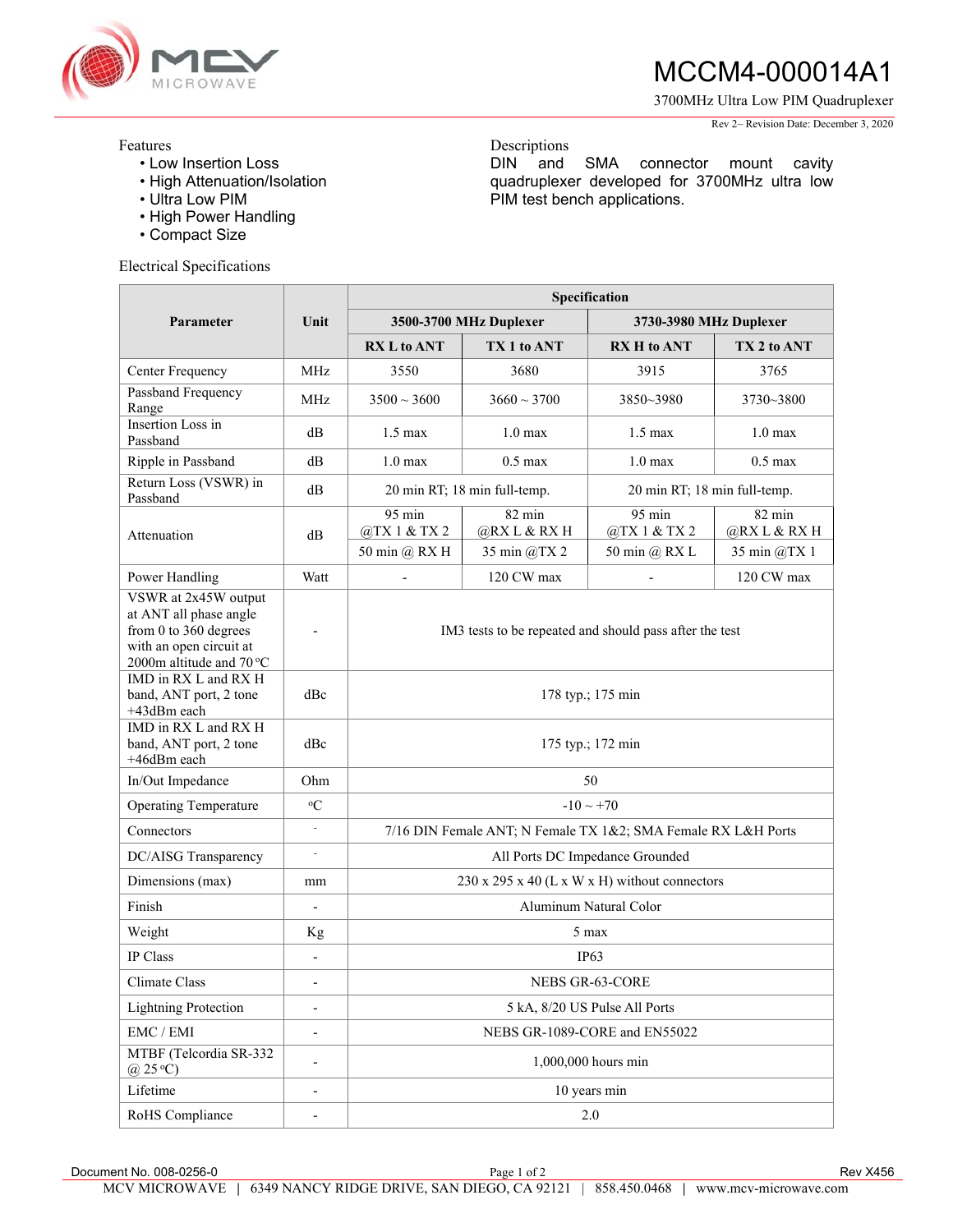# MCCM4-000014A1

3700MHz Ultra Low PIM Quadruplexer

Rev 2– Revision Date: December 3, 2020

Features

- Low Insertion Loss
- High Attenuation/Isolation
- Ultra Low PIM
- High Power Handling
- Compact Size

Descriptions

DIN and SMA connector mount cavity quadruplexer developed for 3700MHz ultra low PIM test bench applications.

Electrical Specifications

| Parameter | Unit | Specification | | | |
|---|---|---|---|---|---|
| | | 3500-3700 MHz Duplexer | | 3730-3980 MHz Duplexer | |
| | | RX L to ANT | TX 1 to ANT | RX H to ANT | TX 2 to ANT |
| Center Frequency | MHz | 3550 | 3680 | 3915 | 3765 |
| Passband Frequency Range | MHz | 3500 ~ 3600 | 3660 ~ 3700 | 3850~3980 | 3730~3800 |
| Insertion Loss in Passband | dB | 1.5 max | 1.0 max | 1.5 max | 1.0 max |
| Ripple in Passband | dB | 1.0 max | 0.5 max | 1.0 max | 0.5 max |
| Return Loss (VSWR) in Passband | dB | 20 min RT; 18 min full-temp. | | 20 min RT; 18 min full-temp. | |
| Attenuation | dB | 95 min @TX 1 & TX 2 | 82 min @RX L & RX H | 95 min @TX 1 & TX 2 | 82 min @RX L & RX H |
| | | 50 min @ RX H | 35 min @TX 2 | 50 min @ RX L | 35 min @TX 1 |
| Power Handling | Watt | - | 120 CW max | - | 120 CW max |
| VSWR at 2x45W output at ANT all phase angle from 0 to 360 degrees with an open circuit at 2000m altitude and 70 ºC | - | IM3 tests to be repeated and should pass after the test | | | |
| IMD in RX L and RX H band, ANT port, 2 tone +43dBm each | dBc | 178 typ.; 175 min | | | |
| IMD in RX L and RX H band, ANT port, 2 tone +46dBm each | dBc | 175 typ.; 172 min | | | |
| In/Out Impedance | Ohm | 50 | | | |
| Operating Temperature | ºC | -10 ~ +70 | | | |
| Connectors | - | 7/16 DIN Female ANT; N Female TX 1&2; SMA Female RX L&H Ports | | | |
| DC/AISG Transparency | - | All Ports DC Impedance Grounded | | | |
| Dimensions (max) | mm | 230 x 295 x 40 (L x W x H) without connectors | | | |
| Finish | - | Aluminum Natural Color | | | |
| Weight | Kg | 5 max | | | |
| IP Class | - | IP63 | | | |
| Climate Class | - | NEBS GR-63-CORE | | | |
| Lightning Protection | - | 5 kA, 8/20 US Pulse All Ports | | | |
| EMC / EMI | - | NEBS GR-1089-CORE and EN55022 | | | |
| MTBF (Telcordia SR-332 @ 25 ºC) | - | 1,000,000 hours min | | | |
| Lifetime | - | 10 years min | | | |
| RoHS Compliance | - | 2.0 | | | |

Document No. 008-0256-0 Rev X456

MCV MICROWAVE | 6349 NANCY RIDGE DRIVE, SAN DIEGO, CA 92121 | 858.450.0468 | www.mcv-microwave.com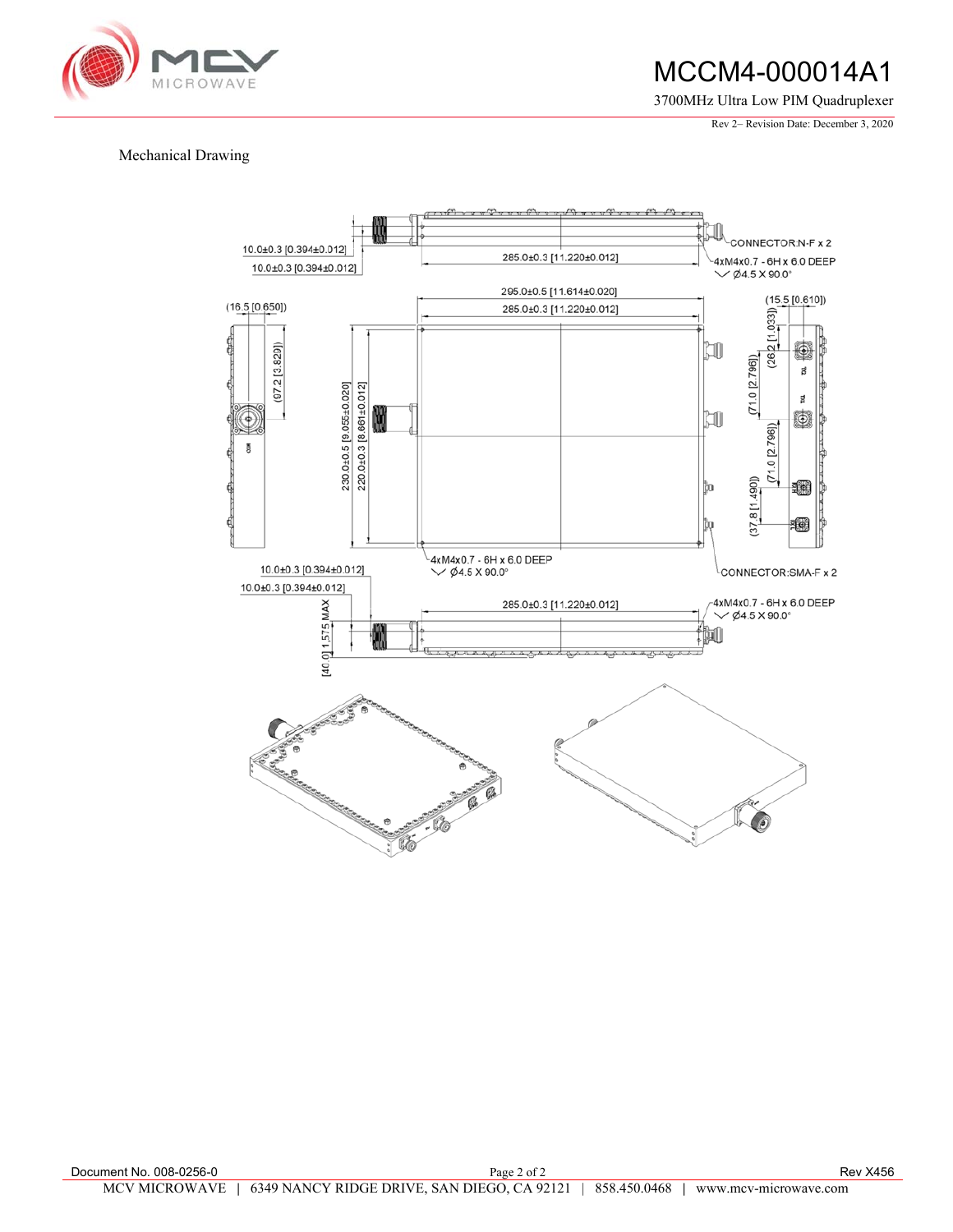Mechanical Drawing

CONNECTOR:N-F x 2

10.0±0.3 [0.394±0.012]

10.0±0.3 [0.394±0.012]

285.0±0.3 [11.220±0.012]

4xM4x0.7 - 6H x 6.0 DEEP

⌵ Ø4.5 X 90.0°

295.0±0.5 [11.614±0.020]

285.0±0.3 [11.220±0.012]

(16.5 [0.650])

(97.2 [3.829])

230.0±0.5 [9.055±0.020]

220.0±0.3 [8.661±0.012]

(15.5 [0.610])

(26.2 [1.033])

(71.0 [2.796])

(71.0 [2.796])

(37.8 [1.490])

4xM4x0.7 - 6H x 6.0 DEEP

⌵ Ø4.5 X 90.0°

CONNECTOR:SMA-F x 2

10.0±0.3 [0.394±0.012]

10.0±0.3 [0.394±0.012]

285.0±0.3 [11.220±0.012]

4xM4x0.7 - 6H x 6.0 DEEP

⌵ Ø4.5 X 90.0°

[40.0] 1.575 MAX